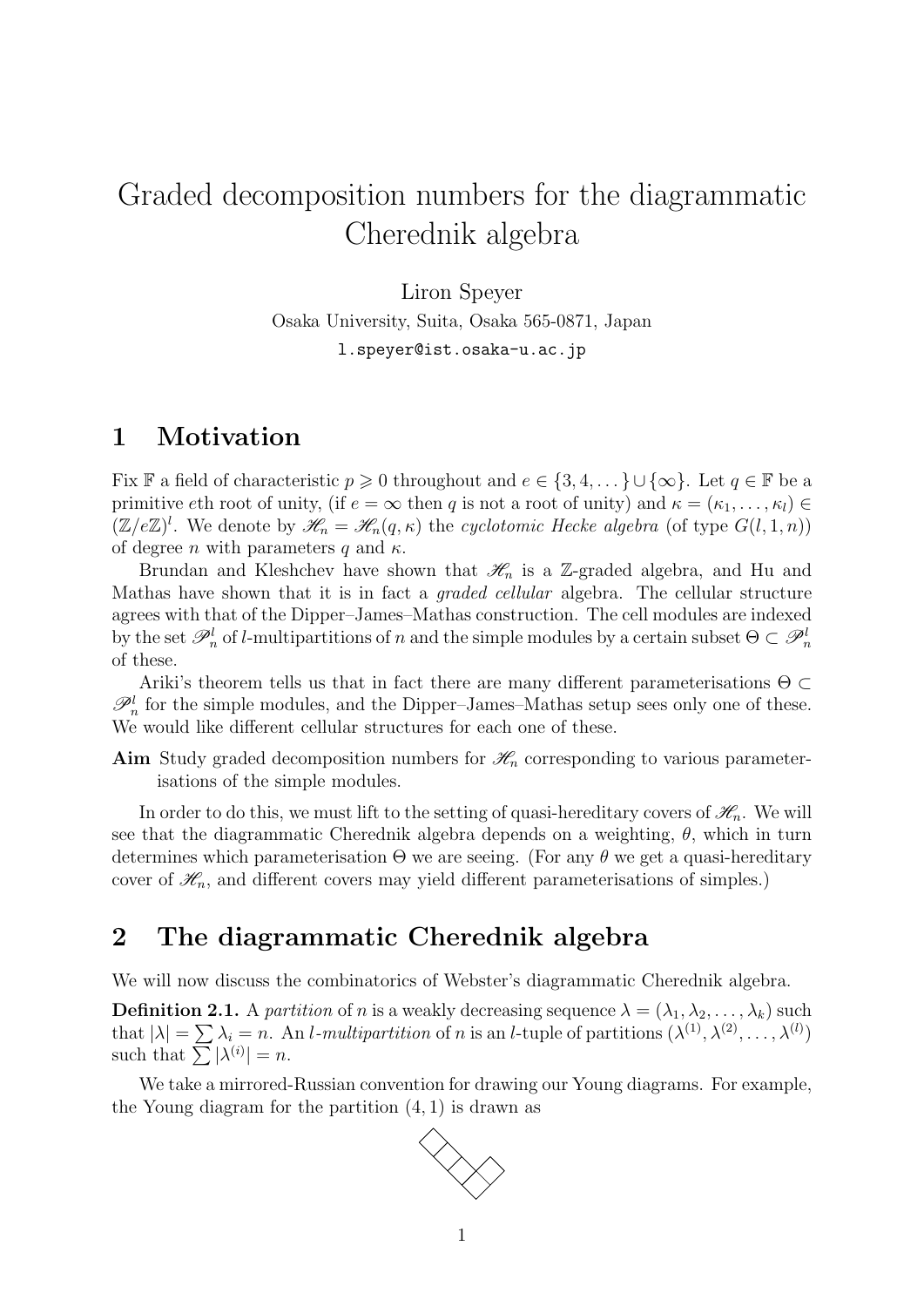# Graded decomposition numbers for the diagrammatic Cherednik algebra

Liron Speyer
Osaka University, Suita, Osaka 565-0871, Japan
l.speyer@ist.osaka-u.ac.jp

## 1 Motivation

Fix $\mathbb{F}$ a field of characteristic $p \geqslant 0$ throughout and $e \in \{3, 4, \dots\} \cup \{\infty\}$. Let $q \in \mathbb{F}$ be a primitive $e$th root of unity, (if $e = \infty$ then $q$ is not a root of unity) and $\kappa = (\kappa_1, \dots, \kappa_l) \in (\mathbb{Z}/e\mathbb{Z})^l$. We denote by $\mathscr{H}_n = \mathscr{H}_n(q, \kappa)$ the *cyclotomic Hecke algebra* (of type $G(l, 1, n)$) of degree $n$ with parameters $q$ and $\kappa$.

Brundan and Kleshchev have shown that $\mathscr{H}_n$ is a $\mathbb{Z}$-graded algebra, and Hu and Mathas have shown that it is in fact a *graded cellular* algebra. The cellular structure agrees with that of the Dipper–James–Mathas construction. The cell modules are indexed by the set $\mathscr{P}_n^l$ of $l$-multipartitions of $n$ and the simple modules by a certain subset $\Theta \subset \mathscr{P}_n^l$ of these.

Ariki's theorem tells us that in fact there are many different parameterisations $\Theta \subset \mathscr{P}_n^l$ for the simple modules, and the Dipper–James–Mathas setup sees only one of these. We would like different cellular structures for each one of these.

**Aim** Study graded decomposition numbers for $\mathscr{H}_n$ corresponding to various parameterisations of the simple modules.

In order to do this, we must lift to the setting of quasi-hereditary covers of $\mathscr{H}_n$. We will see that the diagrammatic Cherednik algebra depends on a weighting, $\theta$, which in turn determines which parameterisation $\Theta$ we are seeing. (For any $\theta$ we get a quasi-hereditary cover of $\mathscr{H}_n$, and different covers may yield different parameterisations of simples.)

## 2 The diagrammatic Cherednik algebra

We will now discuss the combinatorics of Webster's diagrammatic Cherednik algebra.

**Definition 2.1.** A *partition* of $n$ is a weakly decreasing sequence $\lambda = (\lambda_1, \lambda_2, \dots, \lambda_k)$ such that $|\lambda| = \sum \lambda_i = n$. An *$l$-multipartition* of $n$ is an $l$-tuple of partitions $(\lambda^{(1)}, \lambda^{(2)}, \dots, \lambda^{(l)})$ such that $\sum |\lambda^{(i)}| = n$.

We take a mirrored-Russian convention for drawing our Young diagrams. For example, the Young diagram for the partition $(4, 1)$ is drawn as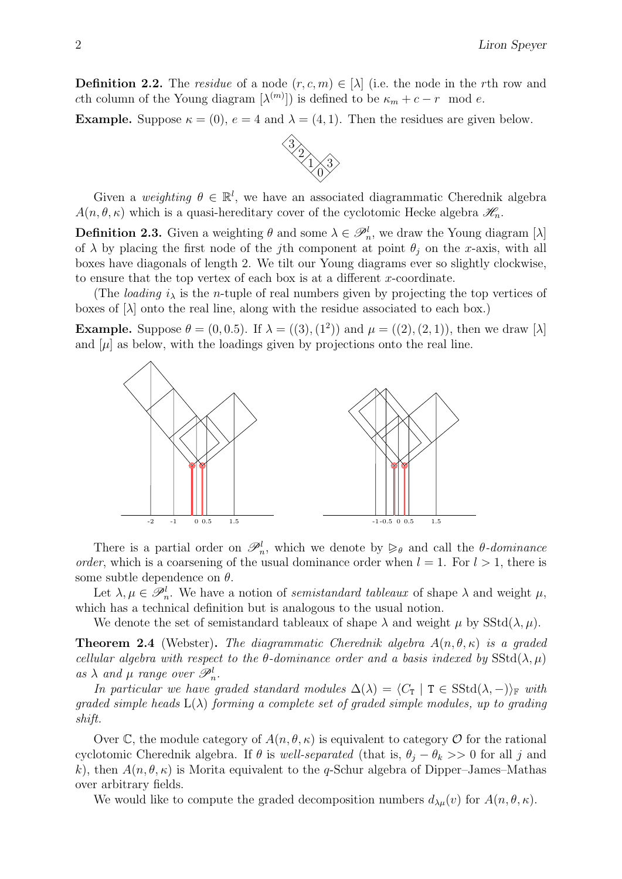**Definition 2.2.** The *residue* of a node $(r, c, m) \in [\lambda]$ (i.e. the node in the $r$th row and $c$th column of the Young diagram $[\lambda^{(m)}]$) is defined to be $\kappa_m + c - r \mod e$.

**Example.** Suppose $\kappa = (0)$, $e = 4$ and $\lambda = (4, 1)$. Then the residues are given below.

Given a *weighting* $\theta \in \mathbb{R}^l$, we have an associated diagrammatic Cherednik algebra $A(n, \theta, \kappa)$ which is a quasi-hereditary cover of the cyclotomic Hecke algebra $\mathscr{H}_n$.

**Definition 2.3.** Given a weighting $\theta$ and some $\lambda \in \mathscr{P}_n^l$, we draw the Young diagram $[\lambda]$ of $\lambda$ by placing the first node of the $j$th component at point $\theta_j$ on the $x$-axis, with all boxes have diagonals of length 2. We tilt our Young diagrams ever so slightly clockwise, to ensure that the top vertex of each box is at a different $x$-coordinate.

(The *loading* $i_\lambda$ is the $n$-tuple of real numbers given by projecting the top vertices of boxes of $[\lambda]$ onto the real line, along with the residue associated to each box.)

**Example.** Suppose $\theta = (0, 0.5)$. If $\lambda = ((3), (1^2))$ and $\mu = ((2), (2, 1))$, then we draw $[\lambda]$ and $[\mu]$ as below, with the loadings given by projections onto the real line.

There is a partial order on $\mathscr{P}_n^l$, which we denote by $\trianglerighteq_\theta$ and call the *$\theta$-dominance order*, which is a coarsening of the usual dominance order when $l = 1$. For $l > 1$, there is some subtle dependence on $\theta$.

Let $\lambda, \mu \in \mathscr{P}_n^l$. We have a notion of *semistandard tableaux* of shape $\lambda$ and weight $\mu$, which has a technical definition but is analogous to the usual notion.

We denote the set of semistandard tableaux of shape $\lambda$ and weight $\mu$ by $\mathrm{SStd}(\lambda, \mu)$.

**Theorem 2.4** (Webster)**.** *The diagrammatic Cherednik algebra $A(n, \theta, \kappa)$ is a graded cellular algebra with respect to the $\theta$-dominance order and a basis indexed by $\mathrm{SStd}(\lambda, \mu)$ as $\lambda$ and $\mu$ range over $\mathscr{P}_n^l$.*

*In particular we have graded standard modules $\Delta(\lambda) = \langle C_{\mathtt{T}} \mid \mathtt{T} \in \mathrm{SStd}(\lambda, -)\rangle_{\mathbb{F}}$ with graded simple heads $\mathrm{L}(\lambda)$ forming a complete set of graded simple modules, up to grading shift.*

Over $\mathbb{C}$, the module category of $A(n, \theta, \kappa)$ is equivalent to category $\mathcal{O}$ for the rational cyclotomic Cherednik algebra. If $\theta$ is *well-separated* (that is, $\theta_j - \theta_k >> 0$ for all $j$ and $k$), then $A(n, \theta, \kappa)$ is Morita equivalent to the $q$-Schur algebra of Dipper–James–Mathas over arbitrary fields.

We would like to compute the graded decomposition numbers $d_{\lambda\mu}(v)$ for $A(n, \theta, \kappa)$.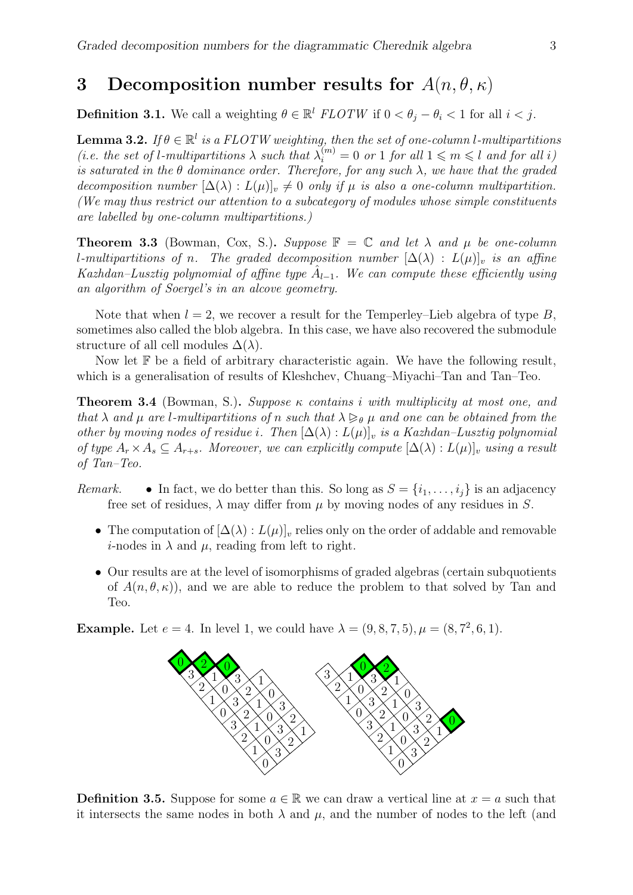## 3 Decomposition number results for $A(n,\theta,\kappa)$

**Definition 3.1.** We call a weighting $\theta \in \mathbb{R}^l$ *FLOTW* if $0 < \theta_j - \theta_i < 1$ for all $i < j$.

**Lemma 3.2.** *If $\theta \in \mathbb{R}^l$ is a FLOTW weighting, then the set of one-column $l$-multipartitions (i.e. the set of $l$-multipartitions $\lambda$ such that $\lambda_i^{(m)} = 0$ or $1$ for all $1 \leqslant m \leqslant l$ and for all $i$) is saturated in the $\theta$ dominance order. Therefore, for any such $\lambda$, we have that the graded decomposition number $[\Delta(\lambda) : L(\mu)]_v \neq 0$ only if $\mu$ is also a one-column multipartition. (We may thus restrict our attention to a subcategory of modules whose simple constituents are labelled by one-column multipartitions.)*

**Theorem 3.3** (Bowman, Cox, S.)**.** *Suppose $\mathbb{F} = \mathbb{C}$ and let $\lambda$ and $\mu$ be one-column $l$-multipartitions of $n$. The graded decomposition number $[\Delta(\lambda) : L(\mu)]_v$ is an affine Kazhdan–Lusztig polynomial of affine type $\hat{A}_{l-1}$. We can compute these efficiently using an algorithm of Soergel's in an alcove geometry.*

Note that when $l = 2$, we recover a result for the Temperley–Lieb algebra of type $B$, sometimes also called the blob algebra. In this case, we have also recovered the submodule structure of all cell modules $\Delta(\lambda)$.

Now let $\mathbb{F}$ be a field of arbitrary characteristic again. We have the following result, which is a generalisation of results of Kleshchev, Chuang–Miyachi–Tan and Tan–Teo.

**Theorem 3.4** (Bowman, S.)**.** *Suppose $\kappa$ contains $i$ with multiplicity at most one, and that $\lambda$ and $\mu$ are $l$-multipartitions of $n$ such that $\lambda \trianglerighteq_\theta \mu$ and one can be obtained from the other by moving nodes of residue $i$. Then $[\Delta(\lambda) : L(\mu)]_v$ is a Kazhdan–Lusztig polynomial of type $A_r \times A_s \subseteq A_{r+s}$. Moreover, we can explicitly compute $[\Delta(\lambda) : L(\mu)]_v$ using a result of Tan–Teo.*

*Remark.*

- In fact, we do better than this. So long as $S = \{i_1, \ldots, i_j\}$ is an adjacency free set of residues, $\lambda$ may differ from $\mu$ by moving nodes of any residues in $S$.
- The computation of $[\Delta(\lambda) : L(\mu)]_v$ relies only on the order of addable and removable $i$-nodes in $\lambda$ and $\mu$, reading from left to right.
- Our results are at the level of isomorphisms of graded algebras (certain subquotients of $A(n,\theta,\kappa)$), and we are able to reduce the problem to that solved by Tan and Teo.

**Example.** Let $e = 4$. In level 1, we could have $\lambda = (9, 8, 7, 5), \mu = (8, 7^2, 6, 1)$.

**Definition 3.5.** Suppose for some $a \in \mathbb{R}$ we can draw a vertical line at $x = a$ such that it intersects the same nodes in both $\lambda$ and $\mu$, and the number of nodes to the left (and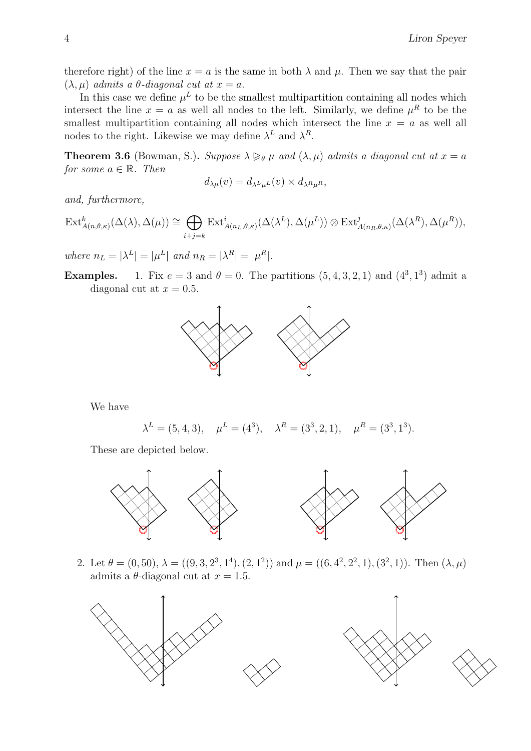therefore right) of the line $x = a$ is the same in both $\lambda$ and $\mu$. Then we say that the pair $(\lambda, \mu)$ *admits a $\theta$-diagonal cut at $x = a$.*

In this case we define $\mu^L$ to be the smallest multipartition containing all nodes which intersect the line $x = a$ as well all nodes to the left. Similarly, we define $\mu^R$ to be the smallest multipartition containing all nodes which intersect the line $x = a$ as well all nodes to the right. Likewise we may define $\lambda^L$ and $\lambda^R$.

**Theorem 3.6** (Bowman, S.)**.** *Suppose $\lambda \trianglerighteq_\theta \mu$ and $(\lambda, \mu)$ admits a diagonal cut at $x = a$ for some $a \in \mathbb{R}$. Then*

$$d_{\lambda\mu}(v) = d_{\lambda^L\mu^L}(v) \times d_{\lambda^R\mu^R},$$

*and, furthermore,*

$$\mathrm{Ext}^k_{A(n,\theta,\kappa)}(\Delta(\lambda), \Delta(\mu)) \cong \bigoplus_{i+j=k} \mathrm{Ext}^i_{A(n_L,\theta,\kappa)}(\Delta(\lambda^L), \Delta(\mu^L)) \otimes \mathrm{Ext}^j_{A(n_R,\theta,\kappa)}(\Delta(\lambda^R), \Delta(\mu^R)),$$

*where $n_L = |\lambda^L| = |\mu^L|$ and $n_R = |\lambda^R| = |\mu^R|$.*

**Examples.**

1. Fix $e = 3$ and $\theta = 0$. The partitions $(5, 4, 3, 2, 1)$ and $(4^3, 1^3)$ admit a diagonal cut at $x = 0.5$.

   We have

   $$\lambda^L = (5, 4, 3), \quad \mu^L = (4^3), \quad \lambda^R = (3^3, 2, 1), \quad \mu^R = (3^3, 1^3).$$

   These are depicted below.

2. Let $\theta = (0, 50)$, $\lambda = ((9, 3, 2^3, 1^4), (2, 1^2))$ and $\mu = ((6, 4^2, 2^2, 1), (3^2, 1))$. Then $(\lambda, \mu)$ admits a $\theta$-diagonal cut at $x = 1.5$.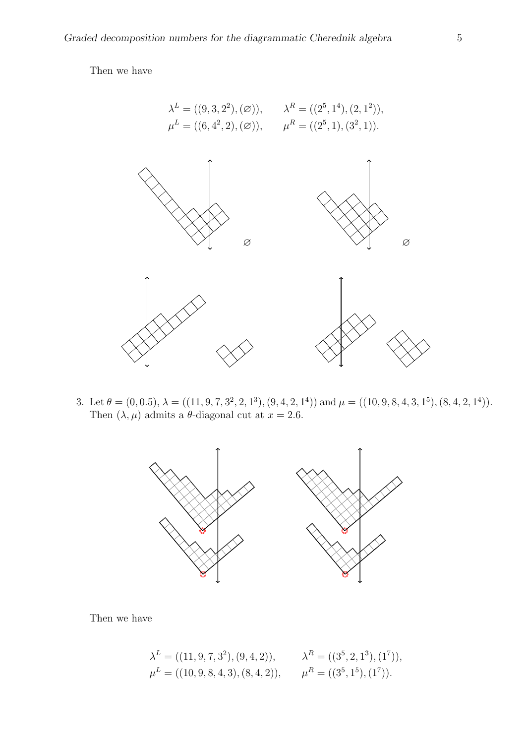Then we have

$$\lambda^L = ((9,3,2^2),(\varnothing)), \qquad \lambda^R = ((2^5,1^4),(2,1^2)),$$
$$\mu^L = ((6,4^2,2),(\varnothing)), \qquad \mu^R = ((2^5,1),(3^2,1)).$$

3. Let $\theta = (0, 0.5)$, $\lambda = ((11,9,7,3^2,2,1^3),(9,4,2,1^4))$ and $\mu = ((10,9,8,4,3,1^5),(8,4,2,1^4))$. Then $(\lambda,\mu)$ admits a $\theta$-diagonal cut at $x = 2.6$.

Then we have

$$\lambda^L = ((11,9,7,3^2),(9,4,2)), \qquad \lambda^R = ((3^5,2,1^3),(1^7)),$$
$$\mu^L = ((10,9,8,4,3),(8,4,2)), \qquad \mu^R = ((3^5,1^5),(1^7)).$$